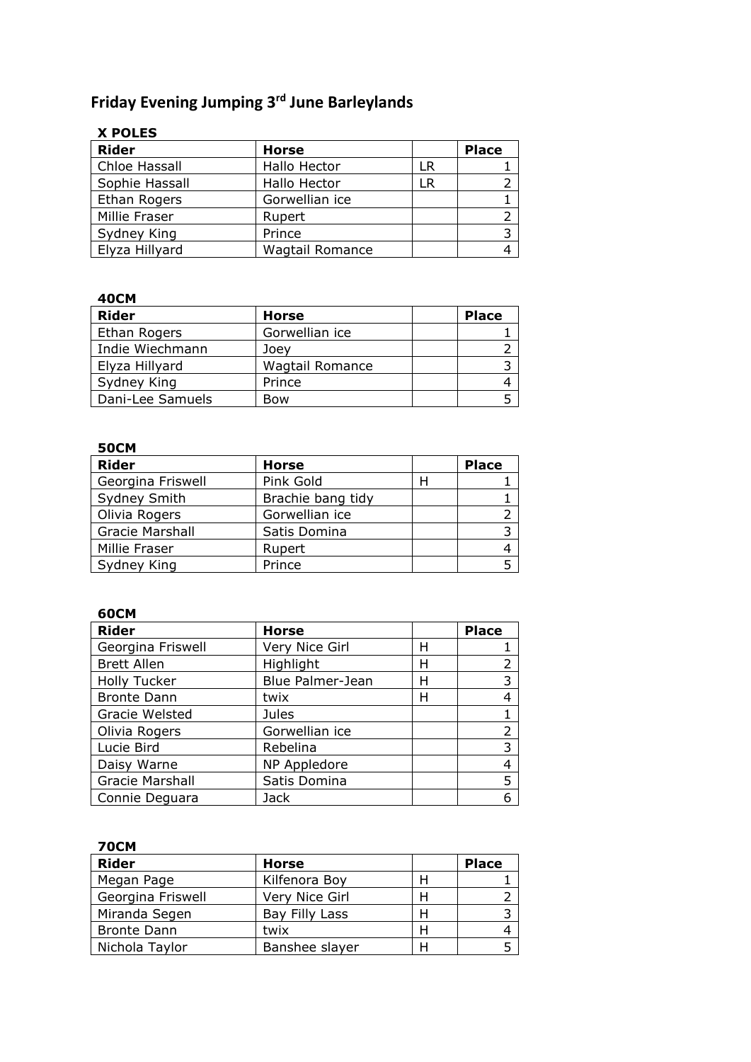# Friday Evening Jumping 3rd June Barleylands

**X POLES**

| Rider | Horse | | Place |
|---|---|---|---|
| Chloe Hassall | Hallo Hector | LR | 1 |
| Sophie Hassall | Hallo Hector | LR | 2 |
| Ethan Rogers | Gorwellian ice | | 1 |
| Millie Fraser | Rupert | | 2 |
| Sydney King | Prince | | 3 |
| Elyza Hillyard | Wagtail Romance | | 4 |

**40CM**

| Rider | Horse | | Place |
|---|---|---|---|
| Ethan Rogers | Gorwellian ice | | 1 |
| Indie Wiechmann | Joey | | 2 |
| Elyza Hillyard | Wagtail Romance | | 3 |
| Sydney King | Prince | | 4 |
| Dani-Lee Samuels | Bow | | 5 |

**50CM**

| Rider | Horse | | Place |
|---|---|---|---|
| Georgina Friswell | Pink Gold | H | 1 |
| Sydney Smith | Brachie bang tidy | | 1 |
| Olivia Rogers | Gorwellian ice | | 2 |
| Gracie Marshall | Satis Domina | | 3 |
| Millie Fraser | Rupert | | 4 |
| Sydney King | Prince | | 5 |

**60CM**

| Rider | Horse | | Place |
|---|---|---|---|
| Georgina Friswell | Very Nice Girl | H | 1 |
| Brett Allen | Highlight | H | 2 |
| Holly Tucker | Blue Palmer-Jean | H | 3 |
| Bronte Dann | twix | H | 4 |
| Gracie Welsted | Jules | | 1 |
| Olivia Rogers | Gorwellian ice | | 2 |
| Lucie Bird | Rebelina | | 3 |
| Daisy Warne | NP Appledore | | 4 |
| Gracie Marshall | Satis Domina | | 5 |
| Connie Deguara | Jack | | 6 |

**70CM**

| Rider | Horse | | Place |
|---|---|---|---|
| Megan Page | Kilfenora Boy | H | 1 |
| Georgina Friswell | Very Nice Girl | H | 2 |
| Miranda Segen | Bay Filly Lass | H | 3 |
| Bronte Dann | twix | H | 4 |
| Nichola Taylor | Banshee slayer | H | 5 |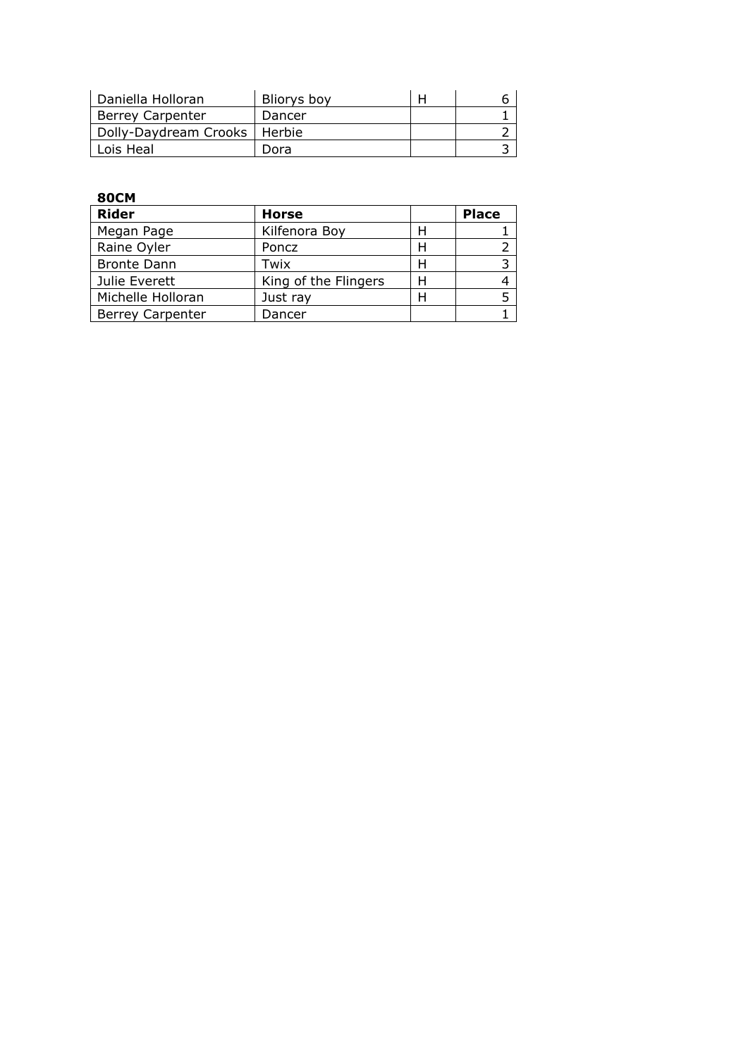| | | | |
|---|---|---|---|
| Daniella Holloran | Bliorys boy | H | 6 |
| Berrey Carpenter | Dancer | | 1 |
| Dolly-Daydream Crooks | Herbie | | 2 |
| Lois Heal | Dora | | 3 |

**80CM**

| Rider | Horse | | Place |
|---|---|---|---|
| Megan Page | Kilfenora Boy | H | 1 |
| Raine Oyler | Poncz | H | 2 |
| Bronte Dann | Twix | H | 3 |
| Julie Everett | King of the Flingers | H | 4 |
| Michelle Holloran | Just ray | H | 5 |
| Berrey Carpenter | Dancer | | 1 |